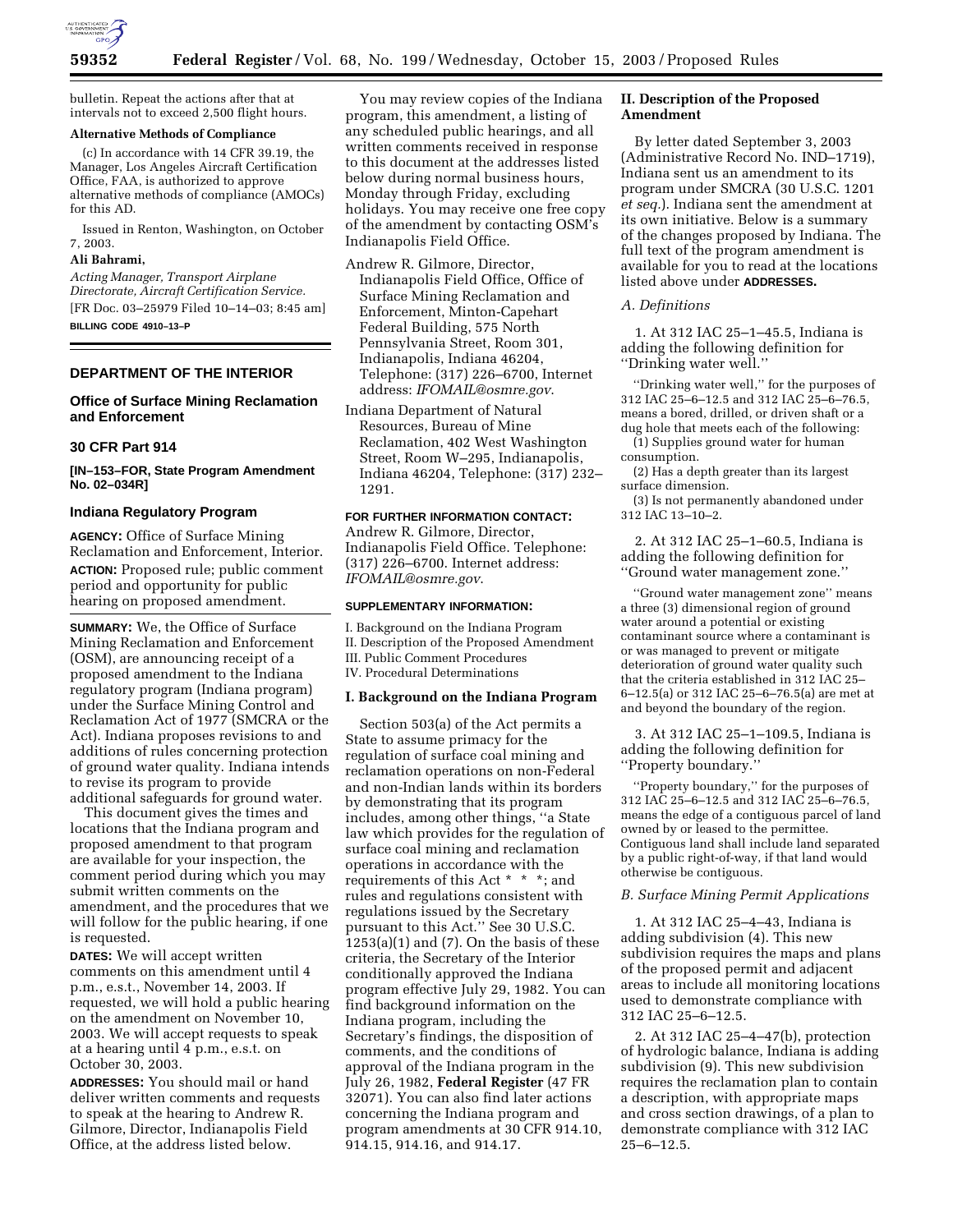bulletin. Repeat the actions after that at intervals not to exceed 2,500 flight hours.

**Alternative Methods of Compliance**

(c) In accordance with 14 CFR 39.19, the Manager, Los Angeles Aircraft Certification Office, FAA, is authorized to approve alternative methods of compliance (AMOCs) for this AD.

Issued in Renton, Washington, on October 7, 2003.

**Ali Bahrami,**

*Acting Manager, Transport Airplane Directorate, Aircraft Certification Service.*

[FR Doc. 03–25979 Filed 10–14–03; 8:45 am]

**BILLING CODE 4910–13–P**

---

## DEPARTMENT OF THE INTERIOR

### Office of Surface Mining Reclamation and Enforcement

### 30 CFR Part 914

**[IN–153–FOR, State Program Amendment No. 02–034R]**

### Indiana Regulatory Program

**AGENCY:** Office of Surface Mining Reclamation and Enforcement, Interior.

**ACTION:** Proposed rule; public comment period and opportunity for public hearing on proposed amendment.

**SUMMARY:** We, the Office of Surface Mining Reclamation and Enforcement (OSM), are announcing receipt of a proposed amendment to the Indiana regulatory program (Indiana program) under the Surface Mining Control and Reclamation Act of 1977 (SMCRA or the Act). Indiana proposes revisions to and additions of rules concerning protection of ground water quality. Indiana intends to revise its program to provide additional safeguards for ground water.

This document gives the times and locations that the Indiana program and proposed amendment to that program are available for your inspection, the comment period during which you may submit written comments on the amendment, and the procedures that we will follow for the public hearing, if one is requested.

**DATES:** We will accept written comments on this amendment until 4 p.m., e.s.t., November 14, 2003. If requested, we will hold a public hearing on the amendment on November 10, 2003. We will accept requests to speak at a hearing until 4 p.m., e.s.t. on October 30, 2003.

**ADDRESSES:** You should mail or hand deliver written comments and requests to speak at the hearing to Andrew R. Gilmore, Director, Indianapolis Field Office, at the address listed below.

You may review copies of the Indiana program, this amendment, a listing of any scheduled public hearings, and all written comments received in response to this document at the addresses listed below during normal business hours, Monday through Friday, excluding holidays. You may receive one free copy of the amendment by contacting OSM's Indianapolis Field Office.

Andrew R. Gilmore, Director, Indianapolis Field Office, Office of Surface Mining Reclamation and Enforcement, Minton-Capehart Federal Building, 575 North Pennsylvania Street, Room 301, Indianapolis, Indiana 46204, Telephone: (317) 226–6700, Internet address: *IFOMAIL@osmre.gov*.

Indiana Department of Natural Resources, Bureau of Mine Reclamation, 402 West Washington Street, Room W–295, Indianapolis, Indiana 46204, Telephone: (317) 232–1291.

**FOR FURTHER INFORMATION CONTACT:** Andrew R. Gilmore, Director, Indianapolis Field Office. Telephone: (317) 226–6700. Internet address: *IFOMAIL@osmre.gov*.

**SUPPLEMENTARY INFORMATION:**

I. Background on the Indiana Program
II. Description of the Proposed Amendment
III. Public Comment Procedures
IV. Procedural Determinations

### I. Background on the Indiana Program

Section 503(a) of the Act permits a State to assume primacy for the regulation of surface coal mining and reclamation operations on non-Federal and non-Indian lands within its borders by demonstrating that its program includes, among other things, ''a State law which provides for the regulation of surface coal mining and reclamation operations in accordance with the requirements of this Act * * *; and rules and regulations consistent with regulations issued by the Secretary pursuant to this Act.'' See 30 U.S.C. 1253(a)(1) and (7). On the basis of these criteria, the Secretary of the Interior conditionally approved the Indiana program effective July 29, 1982. You can find background information on the Indiana program, including the Secretary's findings, the disposition of comments, and the conditions of approval of the Indiana program in the July 26, 1982, **Federal Register** (47 FR 32071). You can also find later actions concerning the Indiana program and program amendments at 30 CFR 914.10, 914.15, 914.16, and 914.17.

### II. Description of the Proposed Amendment

By letter dated September 3, 2003 (Administrative Record No. IND–1719), Indiana sent us an amendment to its program under SMCRA (30 U.S.C. 1201 *et seq.*). Indiana sent the amendment at its own initiative. Below is a summary of the changes proposed by Indiana. The full text of the program amendment is available for you to read at the locations listed above under **ADDRESSES.**

*A. Definitions*

1. At 312 IAC 25–1–45.5, Indiana is adding the following definition for ''Drinking water well.''

''Drinking water well,'' for the purposes of 312 IAC 25–6–12.5 and 312 IAC 25–6–76.5, means a bored, drilled, or driven shaft or a dug hole that meets each of the following:

(1) Supplies ground water for human consumption.

(2) Has a depth greater than its largest surface dimension.

(3) Is not permanently abandoned under 312 IAC 13–10–2.

2. At 312 IAC 25–1–60.5, Indiana is adding the following definition for ''Ground water management zone.''

''Ground water management zone'' means a three (3) dimensional region of ground water around a potential or existing contaminant source where a contaminant is or was managed to prevent or mitigate deterioration of ground water quality such that the criteria established in 312 IAC 25–6–12.5(a) or 312 IAC 25–6–76.5(a) are met at and beyond the boundary of the region.

3. At 312 IAC 25–1–109.5, Indiana is adding the following definition for ''Property boundary.''

''Property boundary,'' for the purposes of 312 IAC 25–6–12.5 and 312 IAC 25–6–76.5, means the edge of a contiguous parcel of land owned by or leased to the permittee. Contiguous land shall include land separated by a public right-of-way, if that land would otherwise be contiguous.

*B. Surface Mining Permit Applications*

1. At 312 IAC 25–4–43, Indiana is adding subdivision (4). This new subdivision requires the maps and plans of the proposed permit and adjacent areas to include all monitoring locations used to demonstrate compliance with 312 IAC 25–6–12.5.

2. At 312 IAC 25–4–47(b), protection of hydrologic balance, Indiana is adding subdivision (9). This new subdivision requires the reclamation plan to contain a description, with appropriate maps and cross section drawings, of a plan to demonstrate compliance with 312 IAC 25–6–12.5.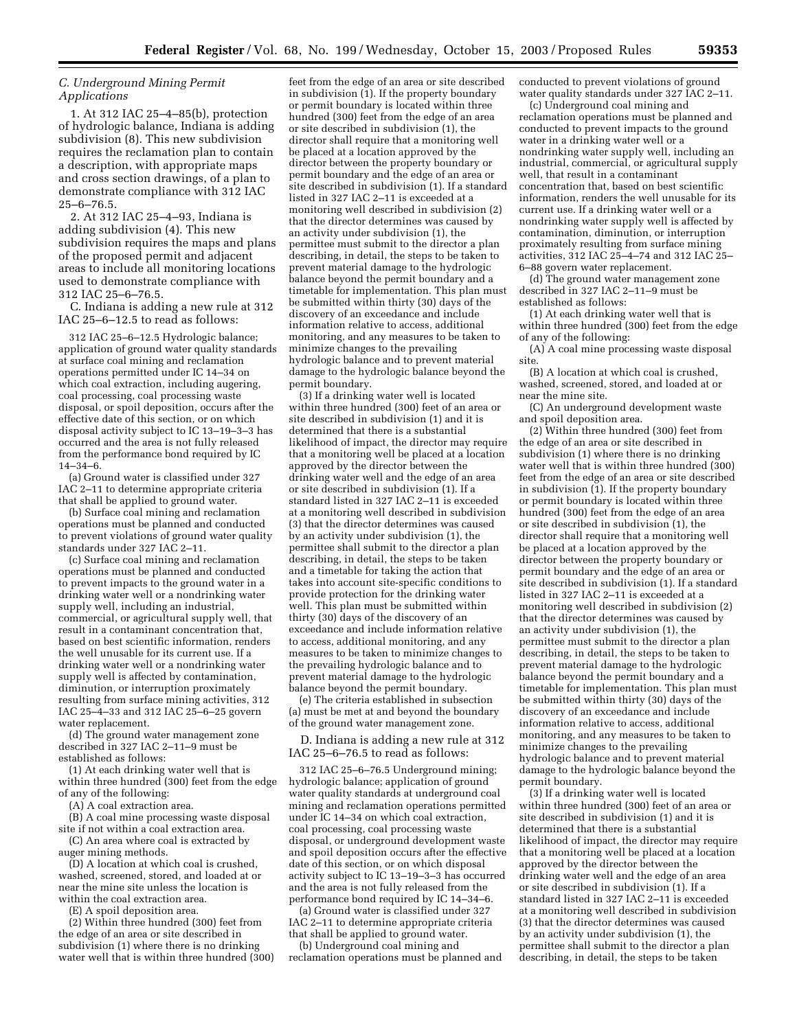*C. Underground Mining Permit Applications*

1. At 312 IAC 25–4–85(b), protection of hydrologic balance, Indiana is adding subdivision (8). This new subdivision requires the reclamation plan to contain a description, with appropriate maps and cross section drawings, of a plan to demonstrate compliance with 312 IAC 25–6–76.5.

2. At 312 IAC 25–4–93, Indiana is adding subdivision (4). This new subdivision requires the maps and plans of the proposed permit and adjacent areas to include all monitoring locations used to demonstrate compliance with 312 IAC 25–6–76.5.

C. Indiana is adding a new rule at 312 IAC 25–6–12.5 to read as follows:

312 IAC 25–6–12.5 Hydrologic balance; application of ground water quality standards at surface coal mining and reclamation operations permitted under IC 14–34 on which coal extraction, including augering, coal processing, coal processing waste disposal, or spoil deposition, occurs after the effective date of this section, or on which disposal activity subject to IC 13–19–3–3 has occurred and the area is not fully released from the performance bond required by IC 14–34–6.

(a) Ground water is classified under 327 IAC 2–11 to determine appropriate criteria that shall be applied to ground water.

(b) Surface coal mining and reclamation operations must be planned and conducted to prevent violations of ground water quality standards under 327 IAC 2–11.

(c) Surface coal mining and reclamation operations must be planned and conducted to prevent impacts to the ground water in a drinking water well or a nondrinking water supply well, including an industrial, commercial, or agricultural supply well, that result in a contaminant concentration that, based on best scientific information, renders the well unusable for its current use. If a drinking water well or a nondrinking water supply well is affected by contamination, diminution, or interruption proximately resulting from surface mining activities, 312 IAC 25–4–33 and 312 IAC 25–6–25 govern water replacement.

(d) The ground water management zone described in 327 IAC 2–11–9 must be established as follows:

(1) At each drinking water well that is within three hundred (300) feet from the edge of any of the following:

(A) A coal extraction area.

(B) A coal mine processing waste disposal site if not within a coal extraction area.

(C) An area where coal is extracted by auger mining methods.

(D) A location at which coal is crushed, washed, screened, stored, and loaded at or near the mine site unless the location is within the coal extraction area.

(E) A spoil deposition area.

(2) Within three hundred (300) feet from the edge of an area or site described in subdivision (1) where there is no drinking water well that is within three hundred (300) feet from the edge of an area or site described in subdivision (1). If the property boundary or permit boundary is located within three hundred (300) feet from the edge of an area or site described in subdivision (1), the director shall require that a monitoring well be placed at a location approved by the director between the property boundary or permit boundary and the edge of an area or site described in subdivision (1). If a standard listed in 327 IAC 2–11 is exceeded at a monitoring well described in subdivision (2) that the director determines was caused by an activity under subdivision (1), the permittee must submit to the director a plan describing, in detail, the steps to be taken to prevent material damage to the hydrologic balance beyond the permit boundary and a timetable for implementation. This plan must be submitted within thirty (30) days of the discovery of an exceedance and include information relative to access, additional monitoring, and any measures to be taken to minimize changes to the prevailing hydrologic balance and to prevent material damage to the hydrologic balance beyond the permit boundary.

(3) If a drinking water well is located within three hundred (300) feet of an area or site described in subdivision (1) and it is determined that there is a substantial likelihood of impact, the director may require that a monitoring well be placed at a location approved by the director between the drinking water well and the edge of an area or site described in subdivision (1). If a standard listed in 327 IAC 2–11 is exceeded at a monitoring well described in subdivision (3) that the director determines was caused by an activity under subdivision (1), the permittee shall submit to the director a plan describing, in detail, the steps to be taken and a timetable for taking the action that takes into account site-specific conditions to provide protection for the drinking water well. This plan must be submitted within thirty (30) days of the discovery of an exceedance and include information relative to access, additional monitoring, and any measures to be taken to minimize changes to the prevailing hydrologic balance and to prevent material damage to the hydrologic balance beyond the permit boundary.

(e) The criteria established in subsection (a) must be met at and beyond the boundary of the ground water management zone.

D. Indiana is adding a new rule at 312 IAC 25–6–76.5 to read as follows:

312 IAC 25–6–76.5 Underground mining; hydrologic balance; application of ground water quality standards at underground coal mining and reclamation operations permitted under IC 14–34 on which coal extraction, coal processing, coal processing waste disposal, or underground development waste and spoil deposition occurs after the effective date of this section, or on which disposal activity subject to IC 13–19–3–3 has occurred and the area is not fully released from the performance bond required by IC 14–34–6.

(a) Ground water is classified under 327 IAC 2–11 to determine appropriate criteria that shall be applied to ground water.

(b) Underground coal mining and reclamation operations must be planned and conducted to prevent violations of ground water quality standards under 327 IAC 2–11.

(c) Underground coal mining and reclamation operations must be planned and conducted to prevent impacts to the ground water in a drinking water well or a nondrinking water supply well, including an industrial, commercial, or agricultural supply well, that result in a contaminant concentration that, based on best scientific information, renders the well unusable for its current use. If a drinking water well or a nondrinking water supply well is affected by contamination, diminution, or interruption proximately resulting from surface mining activities, 312 IAC 25–4–74 and 312 IAC 25–6–88 govern water replacement.

(d) The ground water management zone described in 327 IAC 2–11–9 must be established as follows:

(1) At each drinking water well that is within three hundred (300) feet from the edge of any of the following:

(A) A coal mine processing waste disposal site.

(B) A location at which coal is crushed, washed, screened, stored, and loaded at or near the mine site.

(C) An underground development waste and spoil deposition area.

(2) Within three hundred (300) feet from the edge of an area or site described in subdivision (1) where there is no drinking water well that is within three hundred (300) feet from the edge of an area or site described in subdivision (1). If the property boundary or permit boundary is located within three hundred (300) feet from the edge of an area or site described in subdivision (1), the director shall require that a monitoring well be placed at a location approved by the director between the property boundary or permit boundary and the edge of an area or site described in subdivision (1). If a standard listed in 327 IAC 2–11 is exceeded at a monitoring well described in subdivision (2) that the director determines was caused by an activity under subdivision (1), the permittee must submit to the director a plan describing, in detail, the steps to be taken to prevent material damage to the hydrologic balance beyond the permit boundary and a timetable for implementation. This plan must be submitted within thirty (30) days of the discovery of an exceedance and include information relative to access, additional monitoring, and any measures to be taken to minimize changes to the prevailing hydrologic balance and to prevent material damage to the hydrologic balance beyond the permit boundary.

(3) If a drinking water well is located within three hundred (300) feet of an area or site described in subdivision (1) and it is determined that there is a substantial likelihood of impact, the director may require that a monitoring well be placed at a location approved by the director between the drinking water well and the edge of an area or site described in subdivision (1). If a standard listed in 327 IAC 2–11 is exceeded at a monitoring well described in subdivision (3) that the director determines was caused by an activity under subdivision (1), the permittee shall submit to the director a plan describing, in detail, the steps to be taken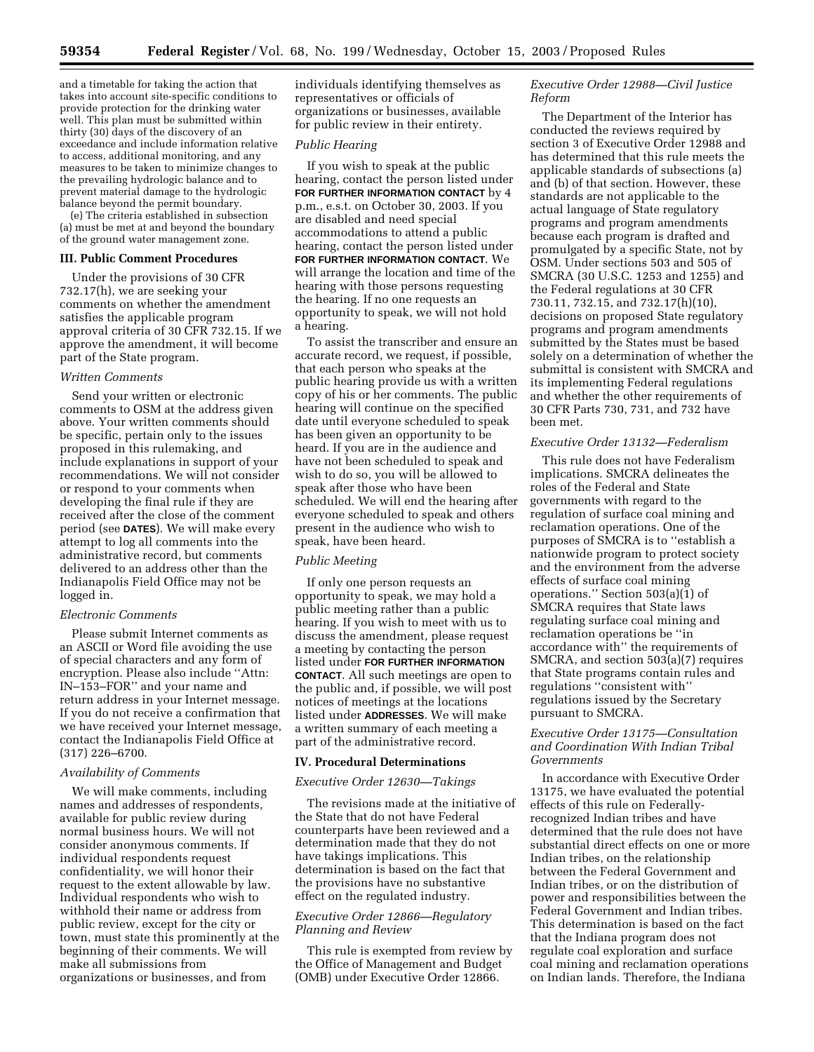and a timetable for taking the action that takes into account site-specific conditions to provide protection for the drinking water well. This plan must be submitted within thirty (30) days of the discovery of an exceedance and include information relative to access, additional monitoring, and any measures to be taken to minimize changes to the prevailing hydrologic balance and to prevent material damage to the hydrologic balance beyond the permit boundary.

(e) The criteria established in subsection (a) must be met at and beyond the boundary of the ground water management zone.

## III. Public Comment Procedures

Under the provisions of 30 CFR 732.17(h), we are seeking your comments on whether the amendment satisfies the applicable program approval criteria of 30 CFR 732.15. If we approve the amendment, it will become part of the State program.

### *Written Comments*

Send your written or electronic comments to OSM at the address given above. Your written comments should be specific, pertain only to the issues proposed in this rulemaking, and include explanations in support of your recommendations. We will not consider or respond to your comments when developing the final rule if they are received after the close of the comment period (see **DATES**). We will make every attempt to log all comments into the administrative record, but comments delivered to an address other than the Indianapolis Field Office may not be logged in.

### *Electronic Comments*

Please submit Internet comments as an ASCII or Word file avoiding the use of special characters and any form of encryption. Please also include ''Attn: IN–153–FOR'' and your name and return address in your Internet message. If you do not receive a confirmation that we have received your Internet message, contact the Indianapolis Field Office at (317) 226–6700.

### *Availability of Comments*

We will make comments, including names and addresses of respondents, available for public review during normal business hours. We will not consider anonymous comments. If individual respondents request confidentiality, we will honor their request to the extent allowable by law. Individual respondents who wish to withhold their name or address from public review, except for the city or town, must state this prominently at the beginning of their comments. We will make all submissions from organizations or businesses, and from individuals identifying themselves as representatives or officials of organizations or businesses, available for public review in their entirety.

### *Public Hearing*

If you wish to speak at the public hearing, contact the person listed under **FOR FURTHER INFORMATION CONTACT** by 4 p.m., e.s.t. on October 30, 2003. If you are disabled and need special accommodations to attend a public hearing, contact the person listed under **FOR FURTHER INFORMATION CONTACT**. We will arrange the location and time of the hearing with those persons requesting the hearing. If no one requests an opportunity to speak, we will not hold a hearing.

To assist the transcriber and ensure an accurate record, we request, if possible, that each person who speaks at the public hearing provide us with a written copy of his or her comments. The public hearing will continue on the specified date until everyone scheduled to speak has been given an opportunity to be heard. If you are in the audience and have not been scheduled to speak and wish to do so, you will be allowed to speak after those who have been scheduled. We will end the hearing after everyone scheduled to speak and others present in the audience who wish to speak, have been heard.

### *Public Meeting*

If only one person requests an opportunity to speak, we may hold a public meeting rather than a public hearing. If you wish to meet with us to discuss the amendment, please request a meeting by contacting the person listed under **FOR FURTHER INFORMATION CONTACT**. All such meetings are open to the public and, if possible, we will post notices of meetings at the locations listed under **ADDRESSES**. We will make a written summary of each meeting a part of the administrative record.

## IV. Procedural Determinations

### *Executive Order 12630—Takings*

The revisions made at the initiative of the State that do not have Federal counterparts have been reviewed and a determination made that they do not have takings implications. This determination is based on the fact that the provisions have no substantive effect on the regulated industry.

### *Executive Order 12866—Regulatory Planning and Review*

This rule is exempted from review by the Office of Management and Budget (OMB) under Executive Order 12866.

### *Executive Order 12988—Civil Justice Reform*

The Department of the Interior has conducted the reviews required by section 3 of Executive Order 12988 and has determined that this rule meets the applicable standards of subsections (a) and (b) of that section. However, these standards are not applicable to the actual language of State regulatory programs and program amendments because each program is drafted and promulgated by a specific State, not by OSM. Under sections 503 and 505 of SMCRA (30 U.S.C. 1253 and 1255) and the Federal regulations at 30 CFR 730.11, 732.15, and 732.17(h)(10), decisions on proposed State regulatory programs and program amendments submitted by the States must be based solely on a determination of whether the submittal is consistent with SMCRA and its implementing Federal regulations and whether the other requirements of 30 CFR Parts 730, 731, and 732 have been met.

### *Executive Order 13132—Federalism*

This rule does not have Federalism implications. SMCRA delineates the roles of the Federal and State governments with regard to the regulation of surface coal mining and reclamation operations. One of the purposes of SMCRA is to ''establish a nationwide program to protect society and the environment from the adverse effects of surface coal mining operations.'' Section 503(a)(1) of SMCRA requires that State laws regulating surface coal mining and reclamation operations be ''in accordance with'' the requirements of SMCRA, and section 503(a)(7) requires that State programs contain rules and regulations ''consistent with'' regulations issued by the Secretary pursuant to SMCRA.

### *Executive Order 13175—Consultation and Coordination With Indian Tribal Governments*

In accordance with Executive Order 13175, we have evaluated the potential effects of this rule on Federally-recognized Indian tribes and have determined that the rule does not have substantial direct effects on one or more Indian tribes, on the relationship between the Federal Government and Indian tribes, or on the distribution of power and responsibilities between the Federal Government and Indian tribes. This determination is based on the fact that the Indiana program does not regulate coal exploration and surface coal mining and reclamation operations on Indian lands. Therefore, the Indiana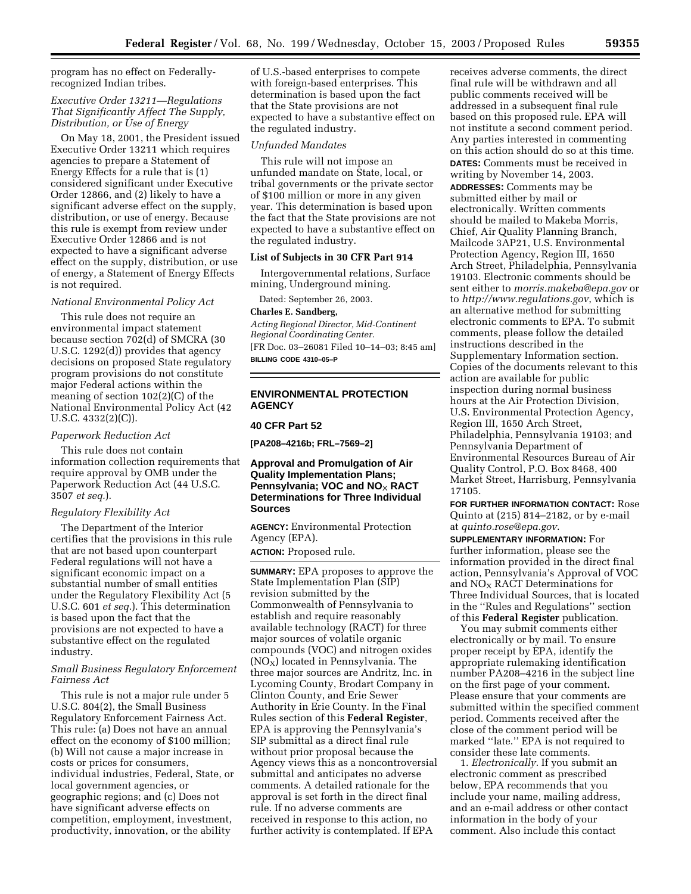program has no effect on Federally-recognized Indian tribes.

*Executive Order 13211—Regulations That Significantly Affect The Supply, Distribution, or Use of Energy*

On May 18, 2001, the President issued Executive Order 13211 which requires agencies to prepare a Statement of Energy Effects for a rule that is (1) considered significant under Executive Order 12866, and (2) likely to have a significant adverse effect on the supply, distribution, or use of energy. Because this rule is exempt from review under Executive Order 12866 and is not expected to have a significant adverse effect on the supply, distribution, or use of energy, a Statement of Energy Effects is not required.

*National Environmental Policy Act*

This rule does not require an environmental impact statement because section 702(d) of SMCRA (30 U.S.C. 1292(d)) provides that agency decisions on proposed State regulatory program provisions do not constitute major Federal actions within the meaning of section 102(2)(C) of the National Environmental Policy Act (42 U.S.C. 4332(2)(C)).

*Paperwork Reduction Act*

This rule does not contain information collection requirements that require approval by OMB under the Paperwork Reduction Act (44 U.S.C. 3507 *et seq.*).

*Regulatory Flexibility Act*

The Department of the Interior certifies that the provisions in this rule that are not based upon counterpart Federal regulations will not have a significant economic impact on a substantial number of small entities under the Regulatory Flexibility Act (5 U.S.C. 601 *et seq.*). This determination is based upon the fact that the provisions are not expected to have a substantive effect on the regulated industry.

*Small Business Regulatory Enforcement Fairness Act*

This rule is not a major rule under 5 U.S.C. 804(2), the Small Business Regulatory Enforcement Fairness Act. This rule: (a) Does not have an annual effect on the economy of $100 million; (b) Will not cause a major increase in costs or prices for consumers, individual industries, Federal, State, or local government agencies, or geographic regions; and (c) Does not have significant adverse effects on competition, employment, investment, productivity, innovation, or the ability of U.S.-based enterprises to compete with foreign-based enterprises. This determination is based upon the fact that the State provisions are not expected to have a substantive effect on the regulated industry.

*Unfunded Mandates*

This rule will not impose an unfunded mandate on State, local, or tribal governments or the private sector of $100 million or more in any given year. This determination is based upon the fact that the State provisions are not expected to have a substantive effect on the regulated industry.

**List of Subjects in 30 CFR Part 914**

Intergovernmental relations, Surface mining, Underground mining.

Dated: September 26, 2003.

**Charles E. Sandberg,**

*Acting Regional Director, Mid-Continent Regional Coordinating Center.*

[FR Doc. 03–26081 Filed 10–14–03; 8:45 am]

**BILLING CODE 4310–05–P**

## ENVIRONMENTAL PROTECTION AGENCY

### 40 CFR Part 52

**[PA208–4216b; FRL–7569–2]**

### Approval and Promulgation of Air Quality Implementation Plans; Pennsylvania; VOC and $NO_X$ RACT Determinations for Three Individual Sources

**AGENCY:** Environmental Protection Agency (EPA).

**ACTION:** Proposed rule.

**SUMMARY:** EPA proposes to approve the State Implementation Plan (SIP) revision submitted by the Commonwealth of Pennsylvania to establish and require reasonably available technology (RACT) for three major sources of volatile organic compounds (VOC) and nitrogen oxides ($NO_X$) located in Pennsylvania. The three major sources are Andritz, Inc. in Lycoming County, Brodart Company in Clinton County, and Erie Sewer Authority in Erie County. In the Final Rules section of this **Federal Register**, EPA is approving the Pennsylvania's SIP submittal as a direct final rule without prior proposal because the Agency views this as a noncontroversial submittal and anticipates no adverse comments. A detailed rationale for the approval is set forth in the direct final rule. If no adverse comments are received in response to this action, no further activity is contemplated. If EPA receives adverse comments, the direct final rule will be withdrawn and all public comments received will be addressed in a subsequent final rule based on this proposed rule. EPA will not institute a second comment period. Any parties interested in commenting on this action should do so at this time.

**DATES:** Comments must be received in writing by November 14, 2003.

**ADDRESSES:** Comments may be submitted either by mail or electronically. Written comments should be mailed to Makeba Morris, Chief, Air Quality Planning Branch, Mailcode 3AP21, U.S. Environmental Protection Agency, Region III, 1650 Arch Street, Philadelphia, Pennsylvania 19103. Electronic comments should be sent either to *morris.makeba@epa.gov* or to *http://www.regulations.gov*, which is an alternative method for submitting electronic comments to EPA. To submit comments, please follow the detailed instructions described in the Supplementary Information section. Copies of the documents relevant to this action are available for public inspection during normal business hours at the Air Protection Division, U.S. Environmental Protection Agency, Region III, 1650 Arch Street, Philadelphia, Pennsylvania 19103; and Pennsylvania Department of Environmental Resources Bureau of Air Quality Control, P.O. Box 8468, 400 Market Street, Harrisburg, Pennsylvania 17105.

**FOR FURTHER INFORMATION CONTACT:** Rose Quinto at (215) 814–2182, or by e-mail at *quinto.rose@epa.gov*.

**SUPPLEMENTARY INFORMATION:** For further information, please see the information provided in the direct final action, Pennsylvania's Approval of VOC and $NO_X$ RACT Determinations for Three Individual Sources, that is located in the ''Rules and Regulations'' section of this **Federal Register** publication.

You may submit comments either electronically or by mail. To ensure proper receipt by EPA, identify the appropriate rulemaking identification number PA208–4216 in the subject line on the first page of your comment. Please ensure that your comments are submitted within the specified comment period. Comments received after the close of the comment period will be marked ''late.'' EPA is not required to consider these late comments.

1. *Electronically.* If you submit an electronic comment as prescribed below, EPA recommends that you include your name, mailing address, and an e-mail address or other contact information in the body of your comment. Also include this contact